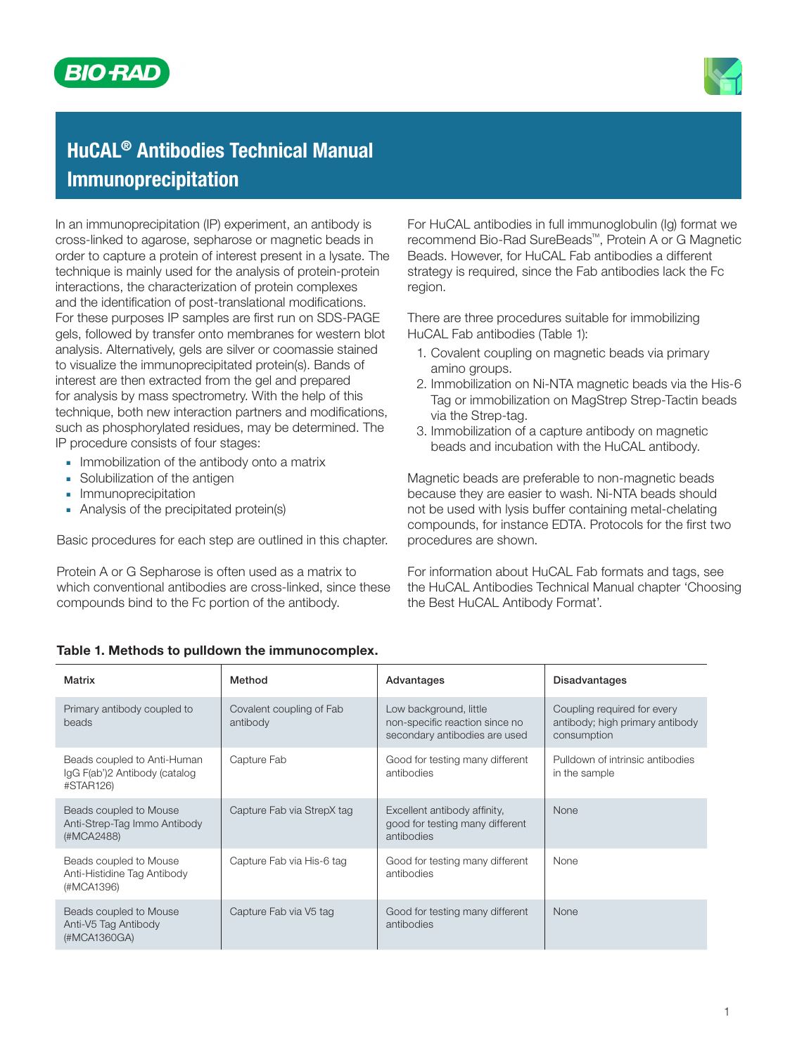# HuCAL® Antibodies Technical Manual
# Immunoprecipitation

In an immunoprecipitation (IP) experiment, an antibody is cross-linked to agarose, sepharose or magnetic beads in order to capture a protein of interest present in a lysate. The technique is mainly used for the analysis of protein-protein interactions, the characterization of protein complexes and the identification of post-translational modifications. For these purposes IP samples are first run on SDS-PAGE gels, followed by transfer onto membranes for western blot analysis. Alternatively, gels are silver or coomassie stained to visualize the immunoprecipitated protein(s). Bands of interest are then extracted from the gel and prepared for analysis by mass spectrometry. With the help of this technique, both new interaction partners and modifications, such as phosphorylated residues, may be determined. The IP procedure consists of four stages:

- Immobilization of the antibody onto a matrix
- Solubilization of the antigen
- Immunoprecipitation
- Analysis of the precipitated protein(s)

Basic procedures for each step are outlined in this chapter.

Protein A or G Sepharose is often used as a matrix to which conventional antibodies are cross-linked, since these compounds bind to the Fc portion of the antibody.

For HuCAL antibodies in full immunoglobulin (Ig) format we recommend Bio-Rad SureBeads™, Protein A or G Magnetic Beads. However, for HuCAL Fab antibodies a different strategy is required, since the Fab antibodies lack the Fc region.

There are three procedures suitable for immobilizing HuCAL Fab antibodies (Table 1):

1. Covalent coupling on magnetic beads via primary amino groups.
2. Immobilization on Ni-NTA magnetic beads via the His-6 Tag or immobilization on MagStrep Strep-Tactin beads via the Strep-tag.
3. Immobilization of a capture antibody on magnetic beads and incubation with the HuCAL antibody.

Magnetic beads are preferable to non-magnetic beads because they are easier to wash. Ni-NTA beads should not be used with lysis buffer containing metal-chelating compounds, for instance EDTA. Protocols for the first two procedures are shown.

For information about HuCAL Fab formats and tags, see the HuCAL Antibodies Technical Manual chapter 'Choosing the Best HuCAL Antibody Format'.

**Table 1. Methods to pulldown the immunocomplex.**

| Matrix | Method | Advantages | Disadvantages |
|---|---|---|---|
| Primary antibody coupled to beads | Covalent coupling of Fab antibody | Low background, little non-specific reaction since no secondary antibodies are used | Coupling required for every antibody; high primary antibody consumption |
| Beads coupled to Anti-Human IgG F(ab')2 Antibody (catalog #STAR126) | Capture Fab | Good for testing many different antibodies | Pulldown of intrinsic antibodies in the sample |
| Beads coupled to Mouse Anti-Strep-Tag Immo Antibody (#MCA2488) | Capture Fab via StrepX tag | Excellent antibody affinity, good for testing many different antibodies | None |
| Beads coupled to Mouse Anti-Histidine Tag Antibody (#MCA1396) | Capture Fab via His-6 tag | Good for testing many different antibodies | None |
| Beads coupled to Mouse Anti-V5 Tag Antibody (#MCA1360GA) | Capture Fab via V5 tag | Good for testing many different antibodies | None |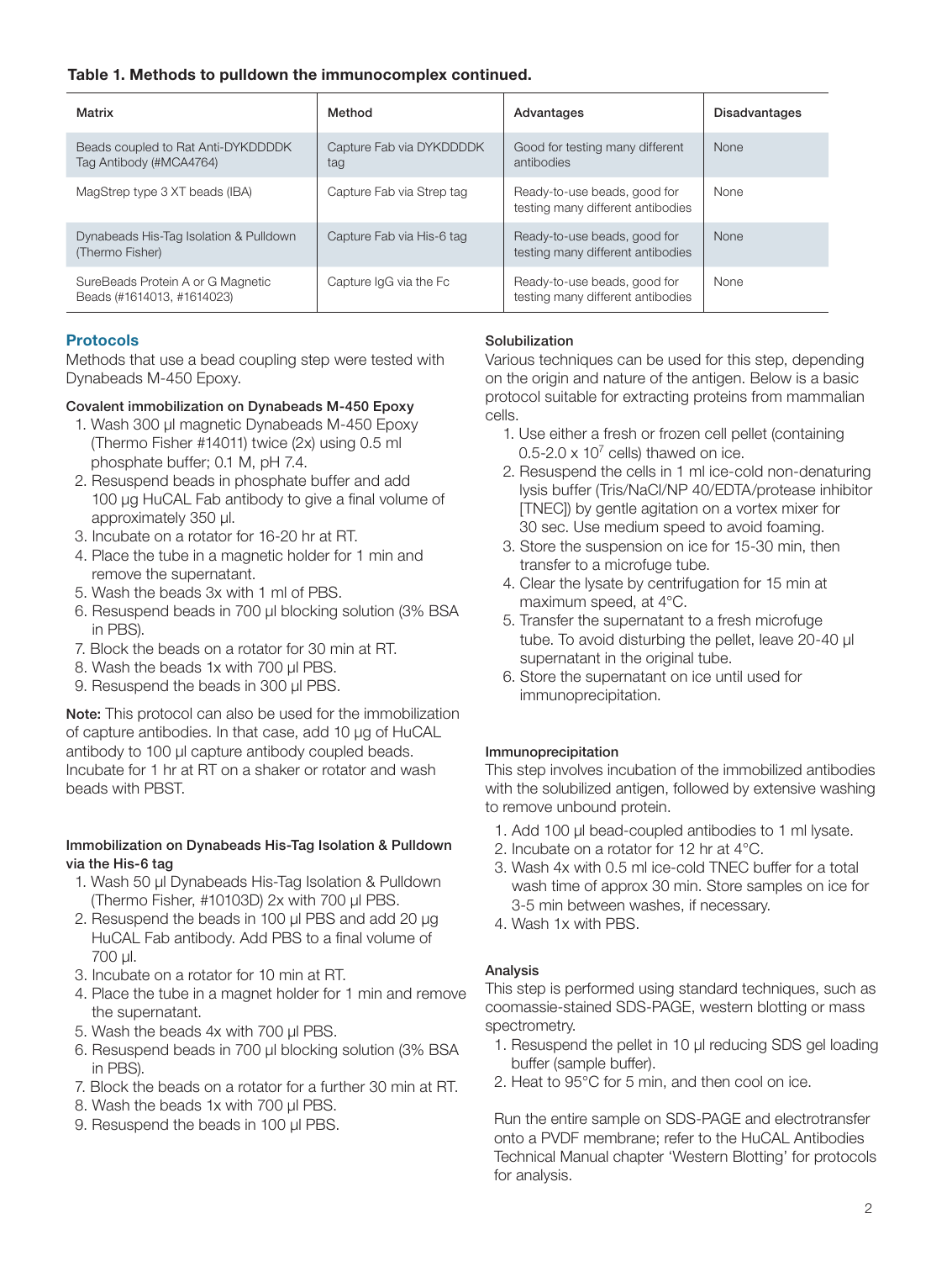**Table 1. Methods to pulldown the immunocomplex continued.**

| Matrix | Method | Advantages | Disadvantages |
|---|---|---|---|
| Beads coupled to Rat Anti-DYKDDDDK Tag Antibody (#MCA4764) | Capture Fab via DYKDDDDK tag | Good for testing many different antibodies | None |
| MagStrep type 3 XT beads (IBA) | Capture Fab via Strep tag | Ready-to-use beads, good for testing many different antibodies | None |
| Dynabeads His-Tag Isolation & Pulldown (Thermo Fisher) | Capture Fab via His-6 tag | Ready-to-use beads, good for testing many different antibodies | None |
| SureBeads Protein A or G Magnetic Beads (#1614013, #1614023) | Capture IgG via the Fc | Ready-to-use beads, good for testing many different antibodies | None |

## Protocols

Methods that use a bead coupling step were tested with Dynabeads M-450 Epoxy.

### Covalent immobilization on Dynabeads M-450 Epoxy

1. Wash 300 µl magnetic Dynabeads M-450 Epoxy (Thermo Fisher #14011) twice (2x) using 0.5 ml phosphate buffer; 0.1 M, pH 7.4.
2. Resuspend beads in phosphate buffer and add 100 µg HuCAL Fab antibody to give a final volume of approximately 350 µl.
3. Incubate on a rotator for 16-20 hr at RT.
4. Place the tube in a magnetic holder for 1 min and remove the supernatant.
5. Wash the beads 3x with 1 ml of PBS.
6. Resuspend beads in 700 µl blocking solution (3% BSA in PBS).
7. Block the beads on a rotator for 30 min at RT.
8. Wash the beads 1x with 700 µl PBS.
9. Resuspend the beads in 300 µl PBS.

**Note:** This protocol can also be used for the immobilization of capture antibodies. In that case, add 10 µg of HuCAL antibody to 100 µl capture antibody coupled beads. Incubate for 1 hr at RT on a shaker or rotator and wash beads with PBST.

### Immobilization on Dynabeads His-Tag Isolation & Pulldown via the His-6 tag

1. Wash 50 µl Dynabeads His-Tag Isolation & Pulldown (Thermo Fisher, #10103D) 2x with 700 µl PBS.
2. Resuspend the beads in 100 µl PBS and add 20 µg HuCAL Fab antibody. Add PBS to a final volume of 700 µl.
3. Incubate on a rotator for 10 min at RT.
4. Place the tube in a magnet holder for 1 min and remove the supernatant.
5. Wash the beads 4x with 700 µl PBS.
6. Resuspend beads in 700 µl blocking solution (3% BSA in PBS).
7. Block the beads on a rotator for a further 30 min at RT.
8. Wash the beads 1x with 700 µl PBS.
9. Resuspend the beads in 100 µl PBS.

### Solubilization

Various techniques can be used for this step, depending on the origin and nature of the antigen. Below is a basic protocol suitable for extracting proteins from mammalian cells.

1. Use either a fresh or frozen cell pellet (containing 0.5-2.0 x $10^7$ cells) thawed on ice.
2. Resuspend the cells in 1 ml ice-cold non-denaturing lysis buffer (Tris/NaCl/NP 40/EDTA/protease inhibitor [TNEC]) by gentle agitation on a vortex mixer for 30 sec. Use medium speed to avoid foaming.
3. Store the suspension on ice for 15-30 min, then transfer to a microfuge tube.
4. Clear the lysate by centrifugation for 15 min at maximum speed, at 4°C.
5. Transfer the supernatant to a fresh microfuge tube. To avoid disturbing the pellet, leave 20-40 µl supernatant in the original tube.
6. Store the supernatant on ice until used for immunoprecipitation.

### Immunoprecipitation

This step involves incubation of the immobilized antibodies with the solubilized antigen, followed by extensive washing to remove unbound protein.

1. Add 100 µl bead-coupled antibodies to 1 ml lysate.
2. Incubate on a rotator for 12 hr at 4°C.
3. Wash 4x with 0.5 ml ice-cold TNEC buffer for a total wash time of approx 30 min. Store samples on ice for 3-5 min between washes, if necessary.
4. Wash 1x with PBS.

### Analysis

This step is performed using standard techniques, such as coomassie-stained SDS-PAGE, western blotting or mass spectrometry.

1. Resuspend the pellet in 10 µl reducing SDS gel loading buffer (sample buffer).
2. Heat to 95°C for 5 min, and then cool on ice.

Run the entire sample on SDS-PAGE and electrotransfer onto a PVDF membrane; refer to the HuCAL Antibodies Technical Manual chapter 'Western Blotting' for protocols for analysis.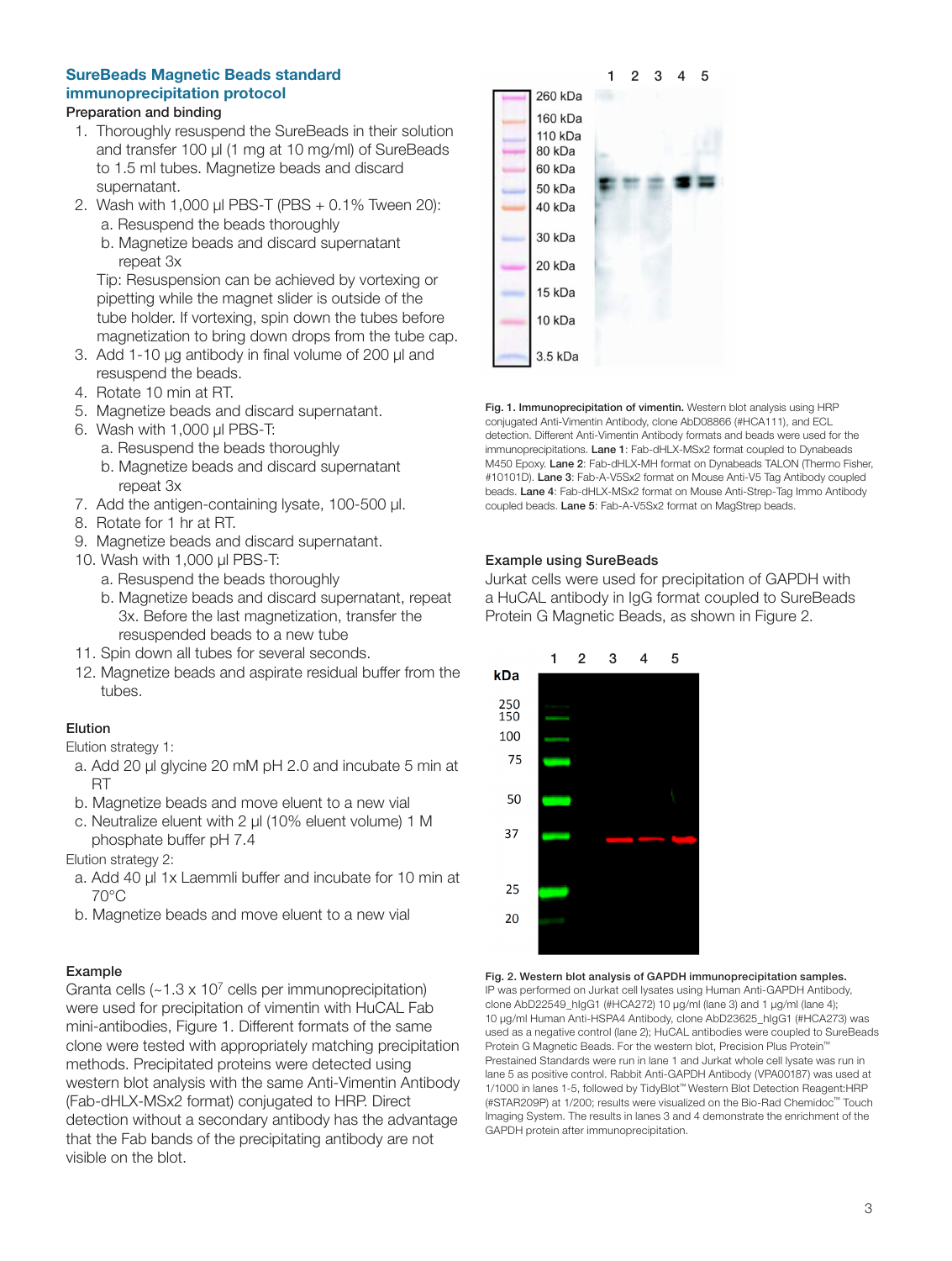## SureBeads Magnetic Beads standard immunoprecipitation protocol

**Preparation and binding**

1. Thoroughly resuspend the SureBeads in their solution and transfer 100 µl (1 mg at 10 mg/ml) of SureBeads to 1.5 ml tubes. Magnetize beads and discard supernatant.
2. Wash with 1,000 µl PBS-T (PBS + 0.1% Tween 20):
   a. Resuspend the beads thoroughly
   b. Magnetize beads and discard supernatant repeat 3x

   Tip: Resuspension can be achieved by vortexing or pipetting while the magnet slider is outside of the tube holder. If vortexing, spin down the tubes before magnetization to bring down drops from the tube cap.
3. Add 1-10 µg antibody in final volume of 200 µl and resuspend the beads.
4. Rotate 10 min at RT.
5. Magnetize beads and discard supernatant.
6. Wash with 1,000 µl PBS-T:
   a. Resuspend the beads thoroughly
   b. Magnetize beads and discard supernatant repeat 3x
7. Add the antigen-containing lysate, 100-500 µl.
8. Rotate for 1 hr at RT.
9. Magnetize beads and discard supernatant.
10. Wash with 1,000 µl PBS-T:
    a. Resuspend the beads thoroughly
    b. Magnetize beads and discard supernatant, repeat 3x. Before the last magnetization, transfer the resuspended beads to a new tube
11. Spin down all tubes for several seconds.
12. Magnetize beads and aspirate residual buffer from the tubes.

**Elution**

Elution strategy 1:

a. Add 20 µl glycine 20 mM pH 2.0 and incubate 5 min at RT
b. Magnetize beads and move eluent to a new vial
c. Neutralize eluent with 2 µl (10% eluent volume) 1 M phosphate buffer pH 7.4

Elution strategy 2:

a. Add 40 µl 1x Laemmli buffer and incubate for 10 min at 70°C
b. Magnetize beads and move eluent to a new vial

**Example**

Granta cells (~1.3 x $10^7$ cells per immunoprecipitation) were used for precipitation of vimentin with HuCAL Fab mini-antibodies, Figure 1. Different formats of the same clone were tested with appropriately matching precipitation methods. Precipitated proteins were detected using western blot analysis with the same Anti-Vimentin Antibody (Fab-dHLX-MSx2 format) conjugated to HRP. Direct detection without a secondary antibody has the advantage that the Fab bands of the precipitating antibody are not visible on the blot.

**Fig. 1. Immunoprecipitation of vimentin.** Western blot analysis using HRP conjugated Anti-Vimentin Antibody, clone AbD08866 (#HCA111), and ECL detection. Different Anti-Vimentin Antibody formats and beads were used for the immunoprecipitations. **Lane 1**: Fab-dHLX-MSx2 format coupled to Dynabeads M450 Epoxy. **Lane 2**: Fab-dHLX-MH format on Dynabeads TALON (Thermo Fisher, #10101D). **Lane 3**: Fab-A-V5Sx2 format on Mouse Anti-V5 Tag Antibody coupled beads. **Lane 4**: Fab-dHLX-MSx2 format on Mouse Anti-Strep-Tag Immo Antibody coupled beads. **Lane 5**: Fab-A-V5Sx2 format on MagStrep beads.

**Example using SureBeads**

Jurkat cells were used for precipitation of GAPDH with a HuCAL antibody in IgG format coupled to SureBeads Protein G Magnetic Beads, as shown in Figure 2.

**Fig. 2. Western blot analysis of GAPDH immunoprecipitation samples.** IP was performed on Jurkat cell lysates using Human Anti-GAPDH Antibody, clone AbD22549_hIgG1 (#HCA272) 10 µg/ml (lane 3) and 1 µg/ml (lane 4); 10 µg/ml Human Anti-HSPA4 Antibody, clone AbD23625_hIgG1 (#HCA273) was used as a negative control (lane 2); HuCAL antibodies were coupled to SureBeads Protein G Magnetic Beads. For the western blot, Precision Plus Protein™ Prestained Standards were run in lane 1 and Jurkat whole cell lysate was run in lane 5 as positive control. Rabbit Anti-GAPDH Antibody (VPA00187) was used at 1/1000 in lanes 1-5, followed by TidyBlot™ Western Blot Detection Reagent:HRP (#STAR209P) at 1/200; results were visualized on the Bio-Rad Chemidoc™ Touch Imaging System. The results in lanes 3 and 4 demonstrate the enrichment of the GAPDH protein after immunoprecipitation.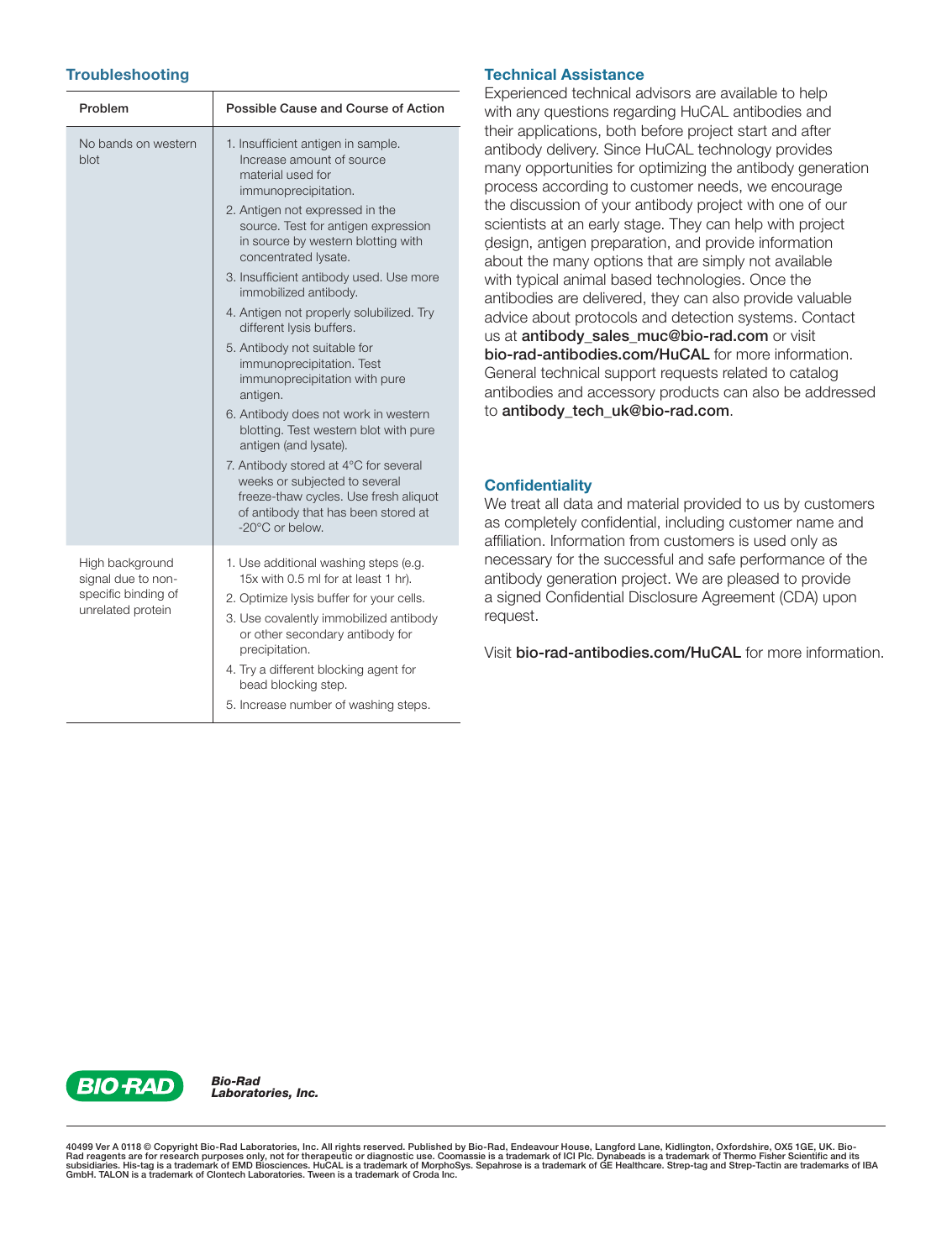## Troubleshooting

| Problem | Possible Cause and Course of Action |
|---|---|
| No bands on western blot | 1. Insufficient antigen in sample. Increase amount of source material used for immunoprecipitation.<br>2. Antigen not expressed in the source. Test for antigen expression in source by western blotting with concentrated lysate.<br>3. Insufficient antibody used. Use more immobilized antibody.<br>4. Antigen not properly solubilized. Try different lysis buffers.<br>5. Antibody not suitable for immunoprecipitation. Test immunoprecipitation with pure antigen.<br>6. Antibody does not work in western blotting. Test western blot with pure antigen (and lysate).<br>7. Antibody stored at 4°C for several weeks or subjected to several freeze-thaw cycles. Use fresh aliquot of antibody that has been stored at -20°C or below. |
| High background signal due to non-specific binding of unrelated protein | 1. Use additional washing steps (e.g. 15x with 0.5 ml for at least 1 hr).<br>2. Optimize lysis buffer for your cells.<br>3. Use covalently immobilized antibody or other secondary antibody for precipitation.<br>4. Try a different blocking agent for bead blocking step.<br>5. Increase number of washing steps. |

## Technical Assistance

Experienced technical advisors are available to help with any questions regarding HuCAL antibodies and their applications, both before project start and after antibody delivery. Since HuCAL technology provides many opportunities for optimizing the antibody generation process according to customer needs, we encourage the discussion of your antibody project with one of our scientists at an early stage. They can help with project design, antigen preparation, and provide information about the many options that are simply not available with typical animal based technologies. Once the antibodies are delivered, they can also provide valuable advice about protocols and detection systems. Contact us at **antibody_sales_muc@bio-rad.com** or visit **bio-rad-antibodies.com/HuCAL** for more information. General technical support requests related to catalog antibodies and accessory products can also be addressed to **antibody_tech_uk@bio-rad.com**.

## Confidentiality

We treat all data and material provided to us by customers as completely confidential, including customer name and affiliation. Information from customers is used only as necessary for the successful and safe performance of the antibody generation project. We are pleased to provide a signed Confidential Disclosure Agreement (CDA) upon request.

Visit **bio-rad-antibodies.com/HuCAL** for more information.

BIO-RAD *Bio-Rad Laboratories, Inc.*

40499 Ver A 0118 © Copyright Bio-Rad Laboratories, Inc. All rights reserved. Published by Bio-Rad, Endeavour House, Langford Lane, Kidlington, Oxfordshire, OX5 1GE, UK. Bio-Rad reagents are for research purposes only, not for therapeutic or diagnostic use. Coomassie is a trademark of ICI Plc. Dynabeads is a trademark of Thermo Fisher Scientific and its subsidiaries. His-tag is a trademark of EMD Biosciences. HuCAL is a trademark of MorphoSys. Sepahrose is a trademark of GE Healthcare. Strep-tag and Strep-Tactin are trademarks of IBA GmbH. TALON is a trademark of Clontech Laboratories. Tween is a trademark of Croda Inc.